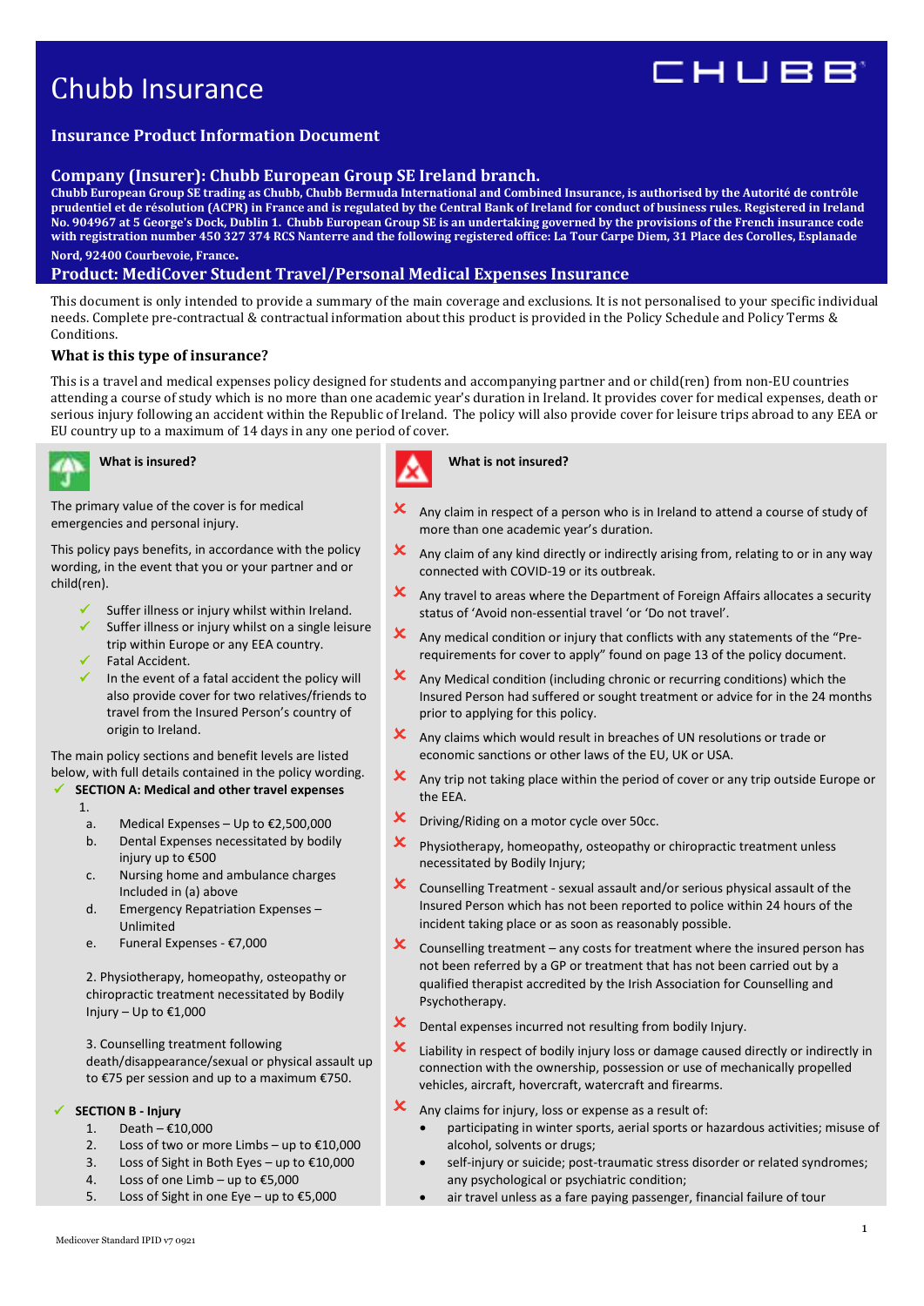# Chubb Insurance

CHUBB

## Insurance Product Information Document

### Company (Insurer): Chubb European Group SE Ireland branch.

**Chubb European Group SE trading as Chubb, Chubb Bermuda International and Combined Insurance, is authorised by the Autorité de contrôle prudentiel et de résolution (ACPR) in France and is regulated by the Central Bank of Ireland for conduct of business rules. Registered in Ireland No. 904967 at 5 George's Dock, Dublin 1. Chubb European Group SE is an undertaking governed by the provisions of the French insurance code with registration number 450 327 374 RCS Nanterre and the following registered office: La Tour Carpe Diem, 31 Place des Corolles, Esplanade Nord, 92400 Courbevoie, France.**

### Product: MediCover Student Travel/Personal Medical Expenses Insurance

This document is only intended to provide a summary of the main coverage and exclusions. It is not personalised to your specific individual needs. Complete pre-contractual & contractual information about this product is provided in the Policy Schedule and Policy Terms & Conditions.

### What is this type of insurance?

This is a travel and medical expenses policy designed for students and accompanying partner and or child(ren) from non-EU countries attending a course of study which is no more than one academic year's duration in Ireland. It provides cover for medical expenses, death or serious injury following an accident within the Republic of Ireland. The policy will also provide cover for leisure trips abroad to any EEA or EU country up to a maximum of 14 days in any one period of cover.

#### What is insured?

The primary value of the cover is for medical emergencies and personal injury.

This policy pays benefits, in accordance with the policy wording, in the event that you or your partner and or child(ren).

- ✓ Suffer illness or injury whilst within Ireland.
- ✓ Suffer illness or injury whilst on a single leisure trip within Europe or any EEA country.
- ✓ Fatal Accident.
- ✓ In the event of a fatal accident the policy will also provide cover for two relatives/friends to travel from the Insured Person's country of origin to Ireland.

The main policy sections and benefit levels are listed below, with full details contained in the policy wording.

✓ **SECTION A: Medical and other travel expenses**

1.
   a. Medical Expenses – Up to €2,500,000
   b. Dental Expenses necessitated by bodily injury up to €500
   c. Nursing home and ambulance charges Included in (a) above
   d. Emergency Repatriation Expenses – Unlimited
   e. Funeral Expenses - €7,000

2. Physiotherapy, homeopathy, osteopathy or chiropractic treatment necessitated by Bodily Injury – Up to €1,000

3. Counselling treatment following death/disappearance/sexual or physical assault up to €75 per session and up to a maximum €750.

✓ **SECTION B - Injury**

1. Death – €10,000
2. Loss of two or more Limbs – up to €10,000
3. Loss of Sight in Both Eyes – up to €10,000
4. Loss of one Limb – up to €5,000
5. Loss of Sight in one Eye – up to €5,000

#### What is not insured?

- ✗ Any claim in respect of a person who is in Ireland to attend a course of study of more than one academic year's duration.
- ✗ Any claim of any kind directly or indirectly arising from, relating to or in any way connected with COVID-19 or its outbreak.
- ✗ Any travel to areas where the Department of Foreign Affairs allocates a security status of 'Avoid non-essential travel 'or 'Do not travel'.
- ✗ Any medical condition or injury that conflicts with any statements of the "Pre-requirements for cover to apply" found on page 13 of the policy document.
- ✗ Any Medical condition (including chronic or recurring conditions) which the Insured Person had suffered or sought treatment or advice for in the 24 months prior to applying for this policy.
- ✗ Any claims which would result in breaches of UN resolutions or trade or economic sanctions or other laws of the EU, UK or USA.
- ✗ Any trip not taking place within the period of cover or any trip outside Europe or the EEA.
- ✗ Driving/Riding on a motor cycle over 50cc.
- ✗ Physiotherapy, homeopathy, osteopathy or chiropractic treatment unless necessitated by Bodily Injury;
- ✗ Counselling Treatment - sexual assault and/or serious physical assault of the Insured Person which has not been reported to police within 24 hours of the incident taking place or as soon as reasonably possible.
- ✗ Counselling treatment – any costs for treatment where the insured person has not been referred by a GP or treatment that has not been carried out by a qualified therapist accredited by the Irish Association for Counselling and Psychotherapy.
- ✗ Dental expenses incurred not resulting from bodily Injury.
- ✗ Liability in respect of bodily injury loss or damage caused directly or indirectly in connection with the ownership, possession or use of mechanically propelled vehicles, aircraft, hovercraft, watercraft and firearms.
- ✗ Any claims for injury, loss or expense as a result of:
  - participating in winter sports, aerial sports or hazardous activities; misuse of alcohol, solvents or drugs;
  - self-injury or suicide; post-traumatic stress disorder or related syndromes; any psychological or psychiatric condition;
  - air travel unless as a fare paying passenger, financial failure of tour

Medicover Standard IPID v7 0921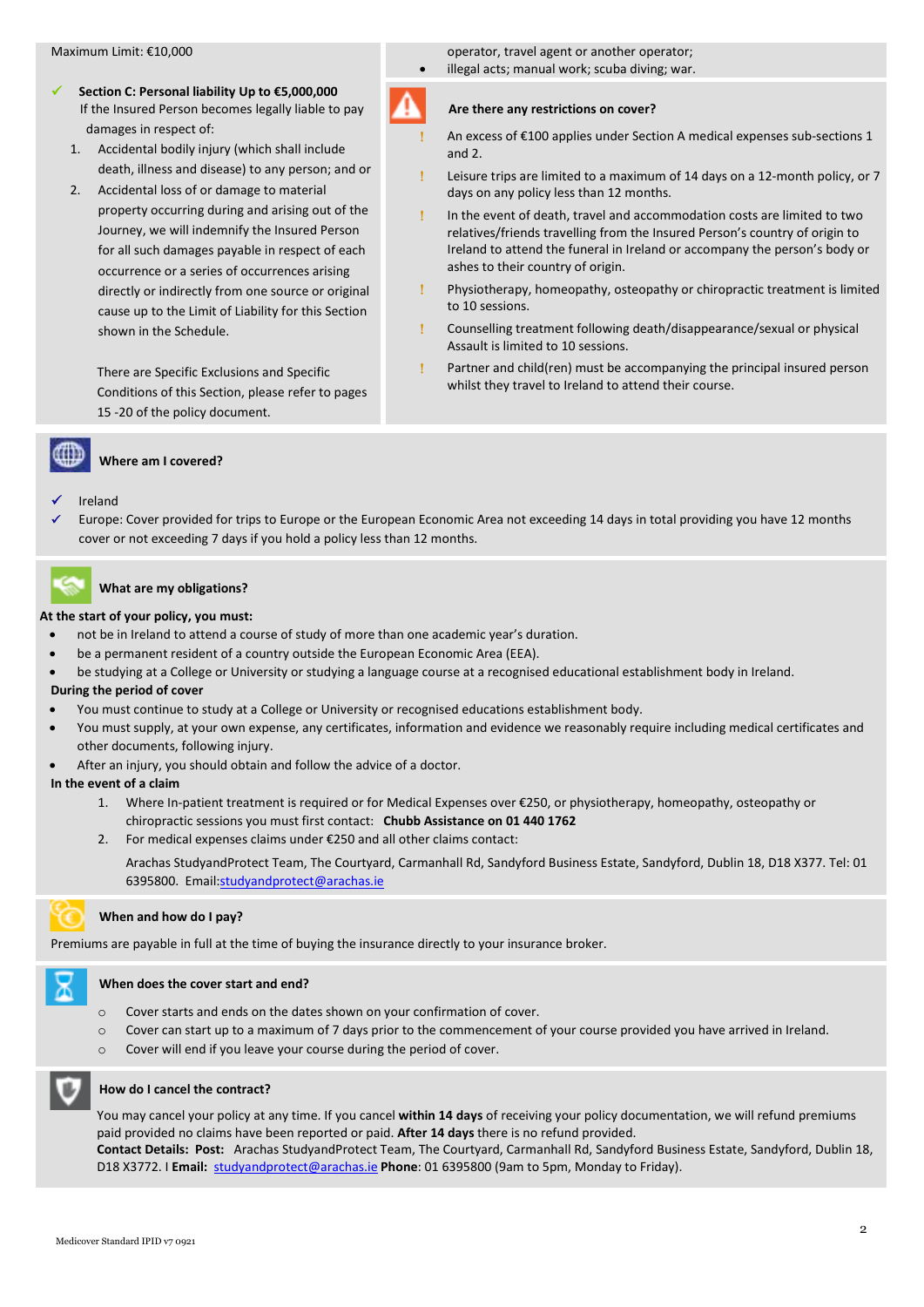Maximum Limit: €10,000

- ✓ **Section C: Personal liability Up to €5,000,000**
  If the Insured Person becomes legally liable to pay damages in respect of:
  1. Accidental bodily injury (which shall include death, illness and disease) to any person; and or
  2. Accidental loss of or damage to material property occurring during and arising out of the Journey, we will indemnify the Insured Person for all such damages payable in respect of each occurrence or a series of occurrences arising directly or indirectly from one source or original cause up to the Limit of Liability for this Section shown in the Schedule.

  There are Specific Exclusions and Specific Conditions of this Section, please refer to pages 15 -20 of the policy document.

operator, travel agent or another operator;

- illegal acts; manual work; scuba diving; war.

### Are there any restrictions on cover?

- ! An excess of €100 applies under Section A medical expenses sub-sections 1 and 2.
- ! Leisure trips are limited to a maximum of 14 days on a 12-month policy, or 7 days on any policy less than 12 months.
- ! In the event of death, travel and accommodation costs are limited to two relatives/friends travelling from the Insured Person's country of origin to Ireland to attend the funeral in Ireland or accompany the person's body or ashes to their country of origin.
- ! Physiotherapy, homeopathy, osteopathy or chiropractic treatment is limited to 10 sessions.
- ! Counselling treatment following death/disappearance/sexual or physical Assault is limited to 10 sessions.
- ! Partner and child(ren) must be accompanying the principal insured person whilst they travel to Ireland to attend their course.

### Where am I covered?

- ✓ Ireland
- ✓ Europe: Cover provided for trips to Europe or the European Economic Area not exceeding 14 days in total providing you have 12 months cover or not exceeding 7 days if you hold a policy less than 12 months.

### What are my obligations?

**At the start of your policy, you must:**

- not be in Ireland to attend a course of study of more than one academic year's duration.
- be a permanent resident of a country outside the European Economic Area (EEA).
- be studying at a College or University or studying a language course at a recognised educational establishment body in Ireland.

**During the period of cover**

- You must continue to study at a College or University or recognised educations establishment body.
- You must supply, at your own expense, any certificates, information and evidence we reasonably require including medical certificates and other documents, following injury.
- After an injury, you should obtain and follow the advice of a doctor.

**In the event of a claim**

1. Where In-patient treatment is required or for Medical Expenses over €250, or physiotherapy, homeopathy, osteopathy or chiropractic sessions you must first contact: **Chubb Assistance on 01 440 1762**
2. For medical expenses claims under €250 and all other claims contact:

   Arachas StudyandProtect Team, The Courtyard, Carmanhall Rd, Sandyford Business Estate, Sandyford, Dublin 18, D18 X377. Tel: 01 6395800. Email:studyandprotect@arachas.ie

### When and how do I pay?

Premiums are payable in full at the time of buying the insurance directly to your insurance broker.

### When does the cover start and end?

- Cover starts and ends on the dates shown on your confirmation of cover.
- Cover can start up to a maximum of 7 days prior to the commencement of your course provided you have arrived in Ireland.
- Cover will end if you leave your course during the period of cover.

### How do I cancel the contract?

You may cancel your policy at any time. If you cancel **within 14 days** of receiving your policy documentation, we will refund premiums paid provided no claims have been reported or paid. **After 14 days** there is no refund provided.
**Contact Details: Post:** Arachas StudyandProtect Team, The Courtyard, Carmanhall Rd, Sandyford Business Estate, Sandyford, Dublin 18, D18 X3772. I **Email:** studyandprotect@arachas.ie **Phone**: 01 6395800 (9am to 5pm, Monday to Friday).

Medicover Standard IPID v7 0921